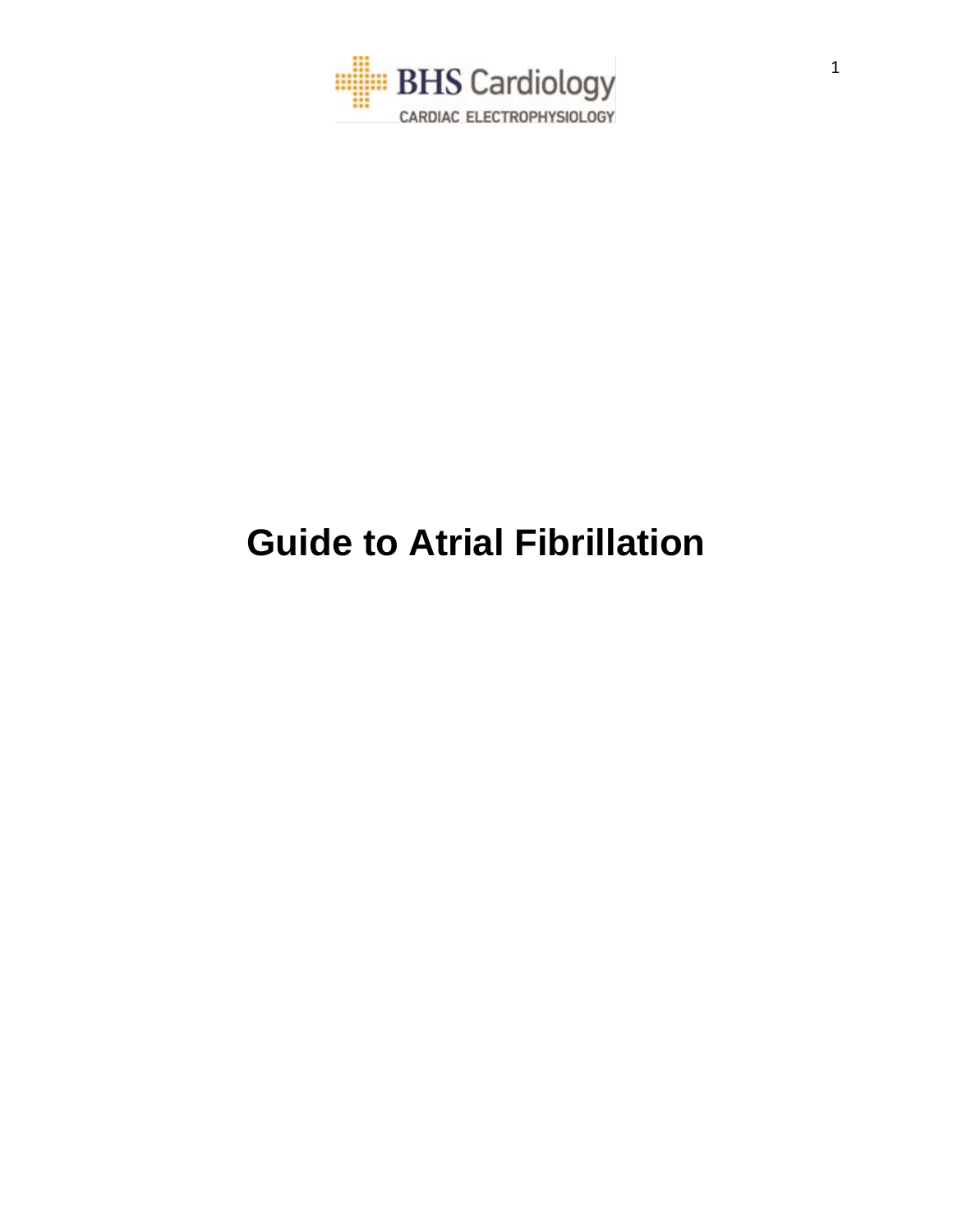BHS Cardiology

CARDIAC ELECTROPHYSIOLOGY

# Guide to Atrial Fibrillation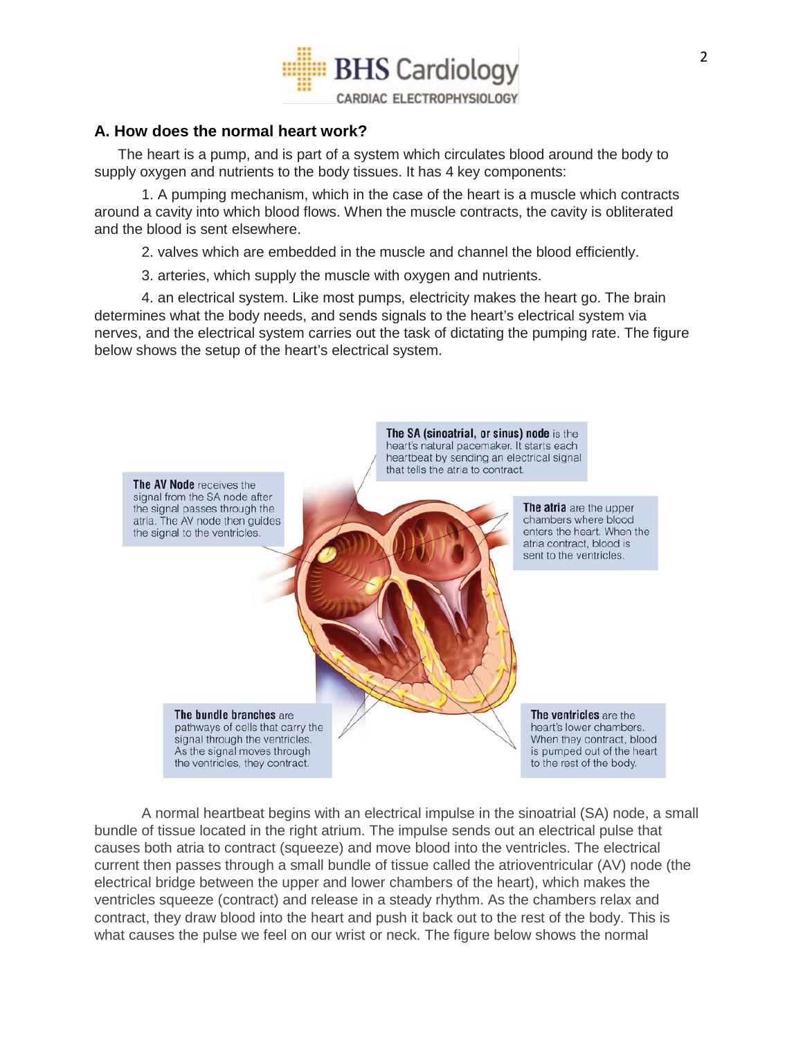## A. How does the normal heart work?

The heart is a pump, and is part of a system which circulates blood around the body to supply oxygen and nutrients to the body tissues. It has 4 key components:

1. A pumping mechanism, which in the case of the heart is a muscle which contracts around a cavity into which blood flows. When the muscle contracts, the cavity is obliterated and the blood is sent elsewhere.

2. valves which are embedded in the muscle and channel the blood efficiently.

3. arteries, which supply the muscle with oxygen and nutrients.

4. an electrical system. Like most pumps, electricity makes the heart go. The brain determines what the body needs, and sends signals to the heart's electrical system via nerves, and the electrical system carries out the task of dictating the pumping rate. The figure below shows the setup of the heart's electrical system.

**The SA (sinoatrial, or sinus) node** is the heart's natural pacemaker. It starts each heartbeat by sending an electrical signal that tells the atria to contract.

**The AV Node** receives the signal from the SA node after the signal passes through the atria. The AV node then guides the signal to the ventricles.

**The atria** are the upper chambers where blood enters the heart. When the atria contract, blood is sent to the ventricles.

**The bundle branches** are pathways of cells that carry the signal through the ventricles. As the signal moves through the ventricles, they contract.

**The ventricles** are the heart's lower chambers. When they contract, blood is pumped out of the heart to the rest of the body.

A normal heartbeat begins with an electrical impulse in the sinoatrial (SA) node, a small bundle of tissue located in the right atrium. The impulse sends out an electrical pulse that causes both atria to contract (squeeze) and move blood into the ventricles. The electrical current then passes through a small bundle of tissue called the atrioventricular (AV) node (the electrical bridge between the upper and lower chambers of the heart), which makes the ventricles squeeze (contract) and release in a steady rhythm. As the chambers relax and contract, they draw blood into the heart and push it back out to the rest of the body. This is what causes the pulse we feel on our wrist or neck. The figure below shows the normal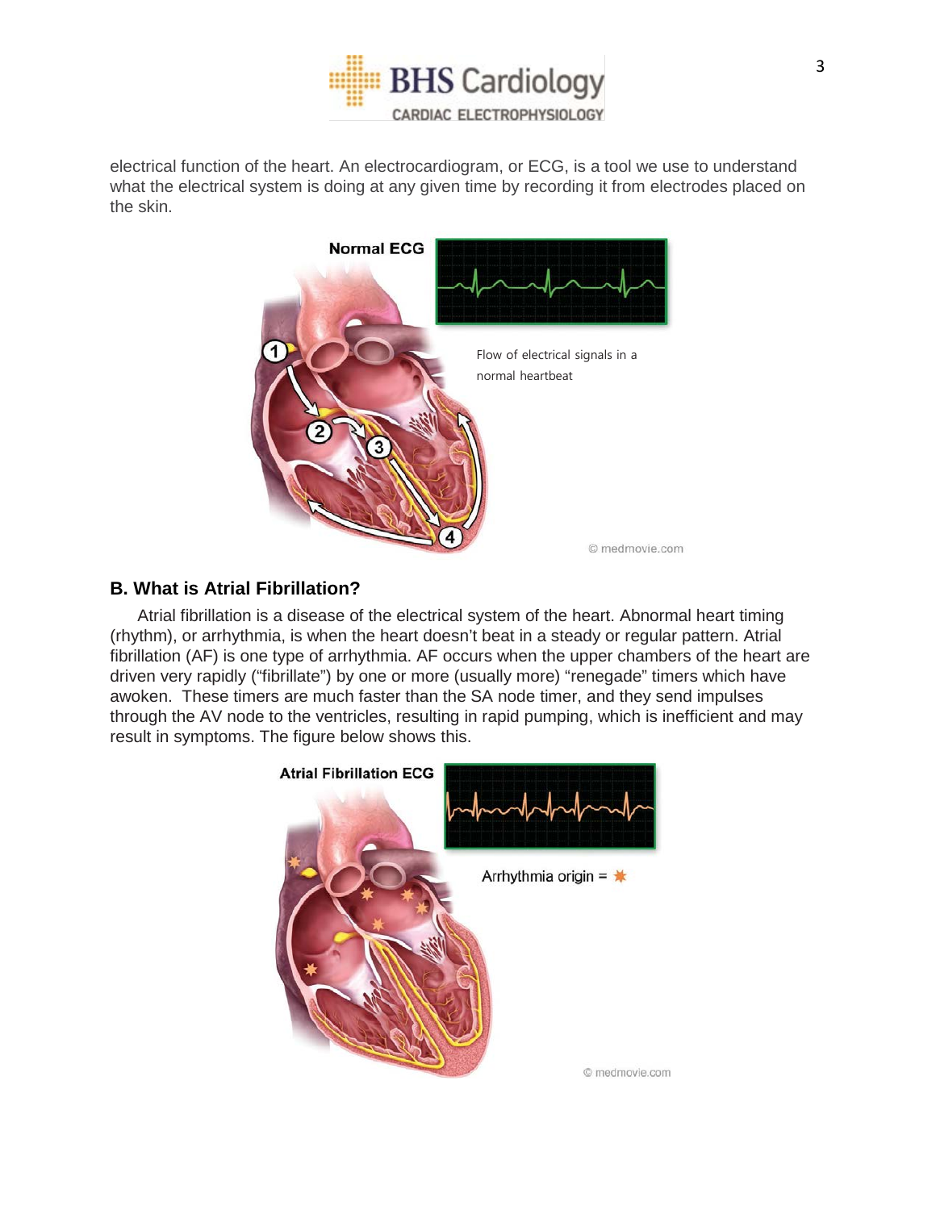electrical function of the heart. An electrocardiogram, or ECG, is a tool we use to understand what the electrical system is doing at any given time by recording it from electrodes placed on the skin.

Normal ECG

Flow of electrical signals in a normal heartbeat

© medmovie.com

## B. What is Atrial Fibrillation?

Atrial fibrillation is a disease of the electrical system of the heart. Abnormal heart timing (rhythm), or arrhythmia, is when the heart doesn't beat in a steady or regular pattern. Atrial fibrillation (AF) is one type of arrhythmia. AF occurs when the upper chambers of the heart are driven very rapidly ("fibrillate") by one or more (usually more) "renegade" timers which have awoken. These timers are much faster than the SA node timer, and they send impulses through the AV node to the ventricles, resulting in rapid pumping, which is inefficient and may result in symptoms. The figure below shows this.

Atrial Fibrillation ECG

Arrhythmia origin = ✷

© medmovie.com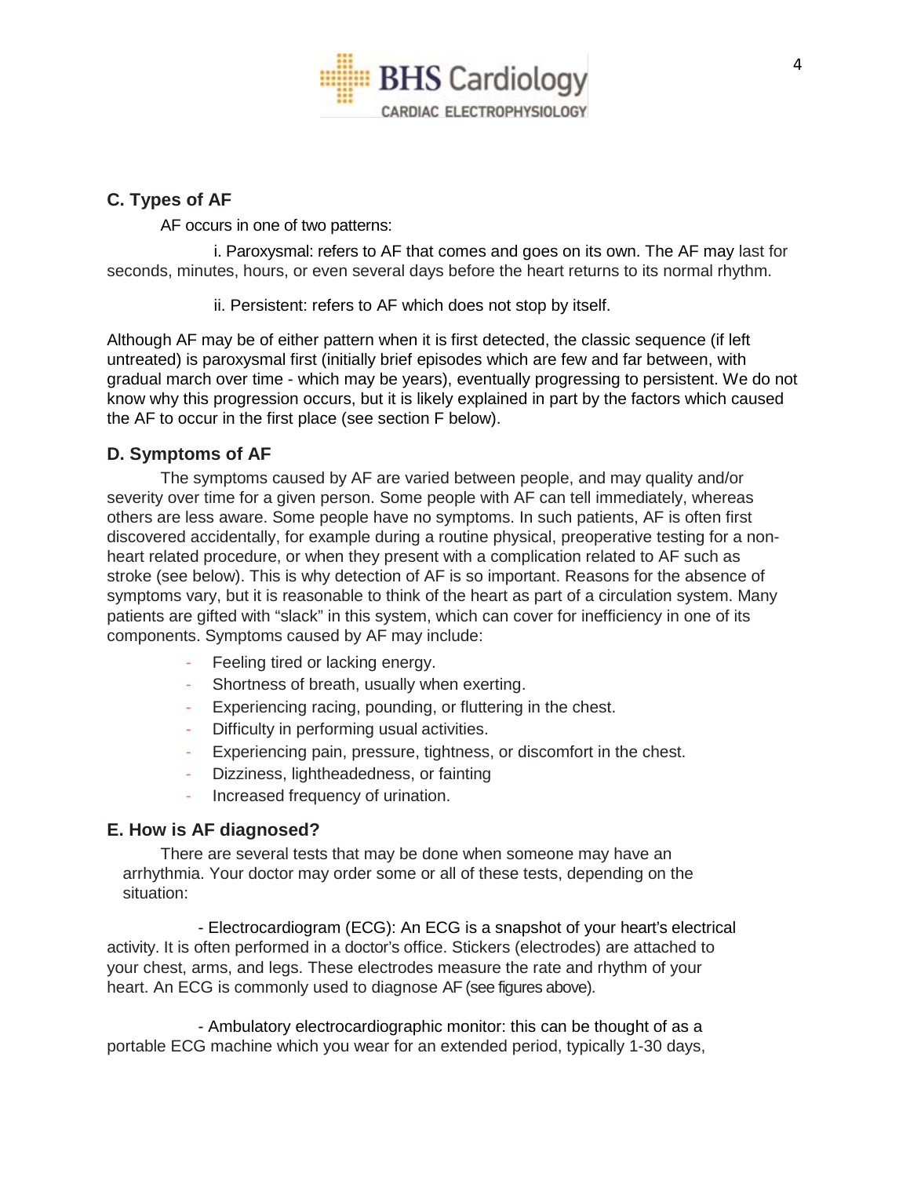## C. Types of AF

AF occurs in one of two patterns:

i. Paroxysmal: refers to AF that comes and goes on its own. The AF may last for seconds, minutes, hours, or even several days before the heart returns to its normal rhythm.

ii. Persistent: refers to AF which does not stop by itself.

Although AF may be of either pattern when it is first detected, the classic sequence (if left untreated) is paroxysmal first (initially brief episodes which are few and far between, with gradual march over time - which may be years), eventually progressing to persistent. We do not know why this progression occurs, but it is likely explained in part by the factors which caused the AF to occur in the first place (see section F below).

## D. Symptoms of AF

The symptoms caused by AF are varied between people, and may quality and/or severity over time for a given person. Some people with AF can tell immediately, whereas others are less aware. Some people have no symptoms. In such patients, AF is often first discovered accidentally, for example during a routine physical, preoperative testing for a non-heart related procedure, or when they present with a complication related to AF such as stroke (see below). This is why detection of AF is so important. Reasons for the absence of symptoms vary, but it is reasonable to think of the heart as part of a circulation system. Many patients are gifted with "slack" in this system, which can cover for inefficiency in one of its components. Symptoms caused by AF may include:

- Feeling tired or lacking energy.
- Shortness of breath, usually when exerting.
- Experiencing racing, pounding, or fluttering in the chest.
- Difficulty in performing usual activities.
- Experiencing pain, pressure, tightness, or discomfort in the chest.
- Dizziness, lightheadedness, or fainting
- Increased frequency of urination.

## E. How is AF diagnosed?

There are several tests that may be done when someone may have an arrhythmia. Your doctor may order some or all of these tests, depending on the situation:

- Electrocardiogram (ECG): An ECG is a snapshot of your heart's electrical activity. It is often performed in a doctor's office. Stickers (electrodes) are attached to your chest, arms, and legs. These electrodes measure the rate and rhythm of your heart. An ECG is commonly used to diagnose AF (see figures above).

- Ambulatory electrocardiographic monitor: this can be thought of as a portable ECG machine which you wear for an extended period, typically 1-30 days,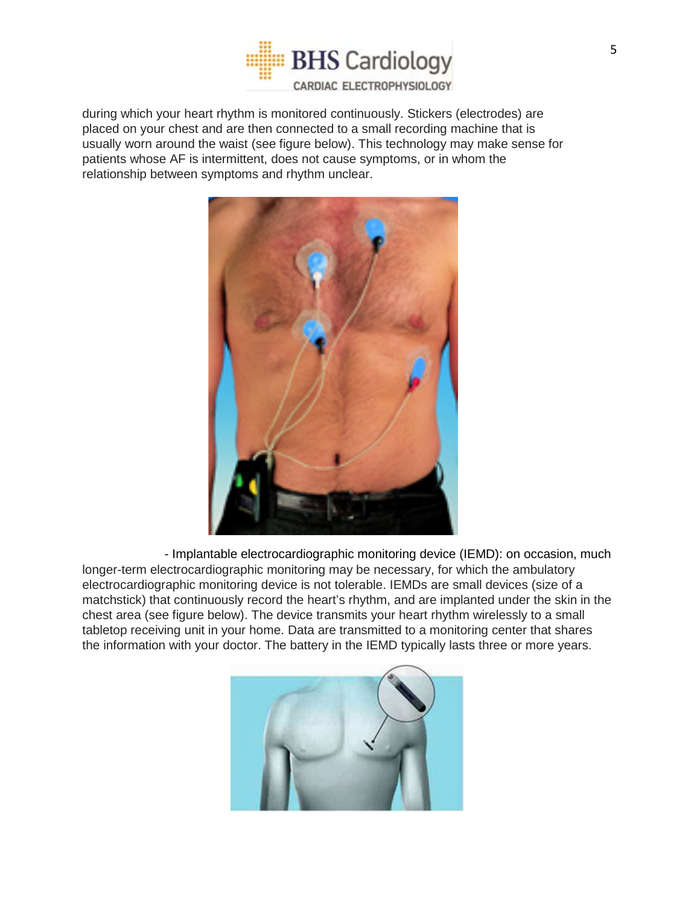during which your heart rhythm is monitored continuously. Stickers (electrodes) are placed on your chest and are then connected to a small recording machine that is usually worn around the waist (see figure below). This technology may make sense for patients whose AF is intermittent, does not cause symptoms, or in whom the relationship between symptoms and rhythm unclear.

- Implantable electrocardiographic monitoring device (IEMD): on occasion, much longer-term electrocardiographic monitoring may be necessary, for which the ambulatory electrocardiographic monitoring device is not tolerable. IEMDs are small devices (size of a matchstick) that continuously record the heart's rhythm, and are implanted under the skin in the chest area (see figure below). The device transmits your heart rhythm wirelessly to a small tabletop receiving unit in your home. Data are transmitted to a monitoring center that shares the information with your doctor. The battery in the IEMD typically lasts three or more years.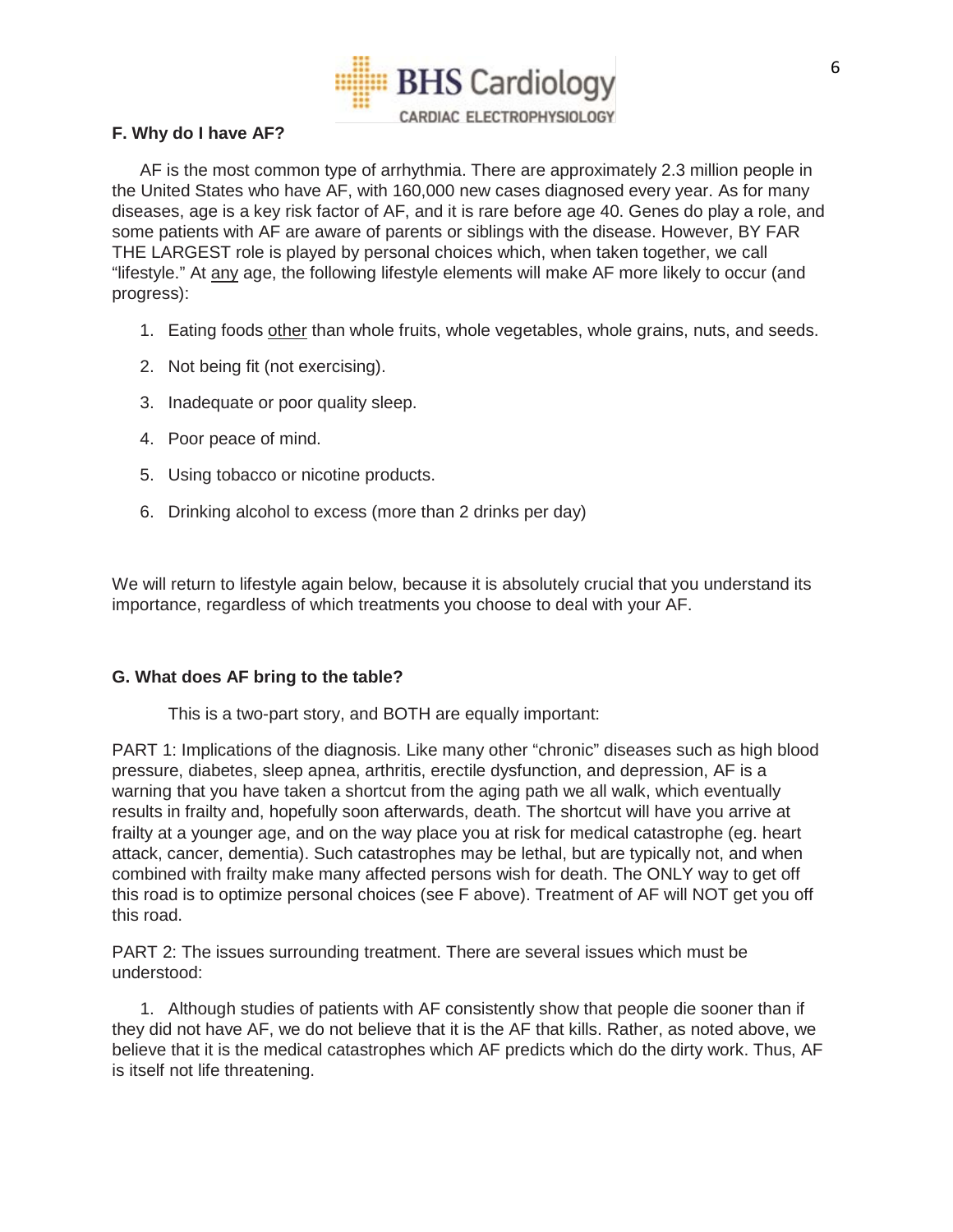### F. Why do I have AF?

AF is the most common type of arrhythmia. There are approximately 2.3 million people in the United States who have AF, with 160,000 new cases diagnosed every year. As for many diseases, age is a key risk factor of AF, and it is rare before age 40. Genes do play a role, and some patients with AF are aware of parents or siblings with the disease. However, BY FAR THE LARGEST role is played by personal choices which, when taken together, we call "lifestyle." At <u>any</u> age, the following lifestyle elements will make AF more likely to occur (and progress):

1. Eating foods <u>other</u> than whole fruits, whole vegetables, whole grains, nuts, and seeds.
2. Not being fit (not exercising).
3. Inadequate or poor quality sleep.
4. Poor peace of mind.
5. Using tobacco or nicotine products.
6. Drinking alcohol to excess (more than 2 drinks per day)

We will return to lifestyle again below, because it is absolutely crucial that you understand its importance, regardless of which treatments you choose to deal with your AF.

### G. What does AF bring to the table?

This is a two-part story, and BOTH are equally important:

PART 1: Implications of the diagnosis. Like many other "chronic" diseases such as high blood pressure, diabetes, sleep apnea, arthritis, erectile dysfunction, and depression, AF is a warning that you have taken a shortcut from the aging path we all walk, which eventually results in frailty and, hopefully soon afterwards, death. The shortcut will have you arrive at frailty at a younger age, and on the way place you at risk for medical catastrophe (eg. heart attack, cancer, dementia). Such catastrophes may be lethal, but are typically not, and when combined with frailty make many affected persons wish for death. The ONLY way to get off this road is to optimize personal choices (see F above). Treatment of AF will NOT get you off this road.

PART 2: The issues surrounding treatment. There are several issues which must be understood:

1. Although studies of patients with AF consistently show that people die sooner than if they did not have AF, we do not believe that it is the AF that kills. Rather, as noted above, we believe that it is the medical catastrophes which AF predicts which do the dirty work. Thus, AF is itself not life threatening.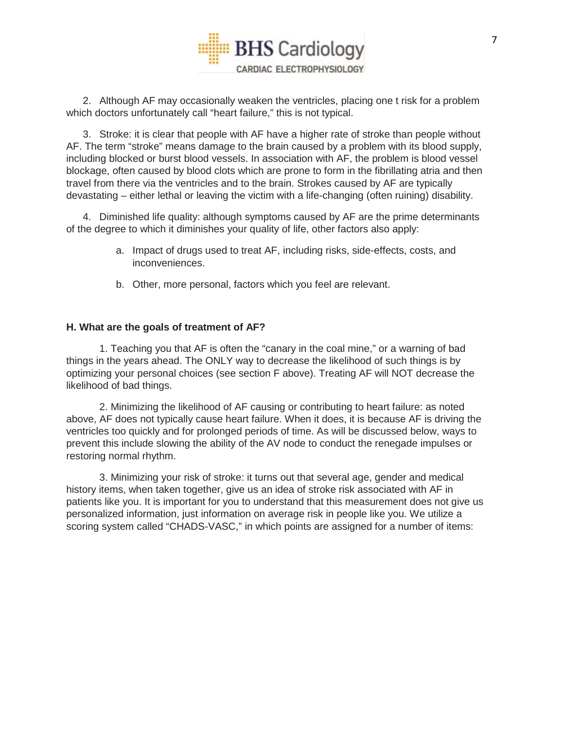2. Although AF may occasionally weaken the ventricles, placing one t risk for a problem which doctors unfortunately call "heart failure," this is not typical.

3. Stroke: it is clear that people with AF have a higher rate of stroke than people without AF. The term "stroke" means damage to the brain caused by a problem with its blood supply, including blocked or burst blood vessels. In association with AF, the problem is blood vessel blockage, often caused by blood clots which are prone to form in the fibrillating atria and then travel from there via the ventricles and to the brain. Strokes caused by AF are typically devastating – either lethal or leaving the victim with a life-changing (often ruining) disability.

4. Diminished life quality: although symptoms caused by AF are the prime determinants of the degree to which it diminishes your quality of life, other factors also apply:

   a. Impact of drugs used to treat AF, including risks, side-effects, costs, and inconveniences.

   b. Other, more personal, factors which you feel are relevant.

**H. What are the goals of treatment of AF?**

1. Teaching you that AF is often the "canary in the coal mine," or a warning of bad things in the years ahead. The ONLY way to decrease the likelihood of such things is by optimizing your personal choices (see section F above). Treating AF will NOT decrease the likelihood of bad things.

2. Minimizing the likelihood of AF causing or contributing to heart failure: as noted above, AF does not typically cause heart failure. When it does, it is because AF is driving the ventricles too quickly and for prolonged periods of time. As will be discussed below, ways to prevent this include slowing the ability of the AV node to conduct the renegade impulses or restoring normal rhythm.

3. Minimizing your risk of stroke: it turns out that several age, gender and medical history items, when taken together, give us an idea of stroke risk associated with AF in patients like you. It is important for you to understand that this measurement does not give us personalized information, just information on average risk in people like you. We utilize a scoring system called "CHADS-VASC," in which points are assigned for a number of items: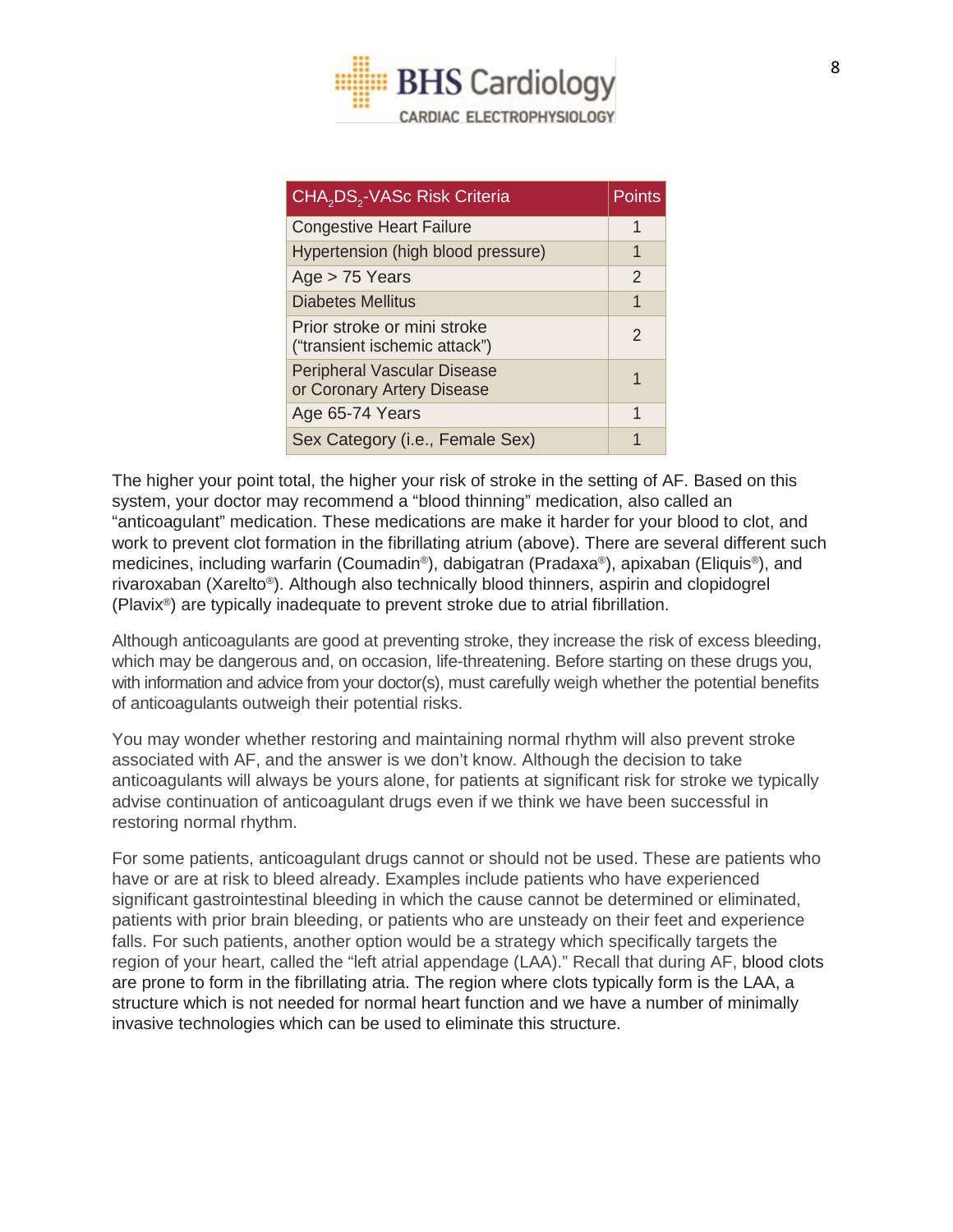| $CHA_2DS_2$-VASc Risk Criteria | Points |
|---|---|
| Congestive Heart Failure | 1 |
| Hypertension (high blood pressure) | 1 |
| Age > 75 Years | 2 |
| Diabetes Mellitus | 1 |
| Prior stroke or mini stroke ("transient ischemic attack") | 2 |
| Peripheral Vascular Disease or Coronary Artery Disease | 1 |
| Age 65-74 Years | 1 |
| Sex Category (i.e., Female Sex) | 1 |

The higher your point total, the higher your risk of stroke in the setting of AF. Based on this system, your doctor may recommend a "blood thinning" medication, also called an "anticoagulant" medication. These medications are make it harder for your blood to clot, and work to prevent clot formation in the fibrillating atrium (above). There are several different such medicines, including warfarin (Coumadin®), dabigatran (Pradaxa®), apixaban (Eliquis®), and rivaroxaban (Xarelto®). Although also technically blood thinners, aspirin and clopidogrel (Plavix®) are typically inadequate to prevent stroke due to atrial fibrillation.

Although anticoagulants are good at preventing stroke, they increase the risk of excess bleeding, which may be dangerous and, on occasion, life-threatening. Before starting on these drugs you, with information and advice from your doctor(s), must carefully weigh whether the potential benefits of anticoagulants outweigh their potential risks.

You may wonder whether restoring and maintaining normal rhythm will also prevent stroke associated with AF, and the answer is we don't know. Although the decision to take anticoagulants will always be yours alone, for patients at significant risk for stroke we typically advise continuation of anticoagulant drugs even if we think we have been successful in restoring normal rhythm.

For some patients, anticoagulant drugs cannot or should not be used. These are patients who have or are at risk to bleed already. Examples include patients who have experienced significant gastrointestinal bleeding in which the cause cannot be determined or eliminated, patients with prior brain bleeding, or patients who are unsteady on their feet and experience falls. For such patients, another option would be a strategy which specifically targets the region of your heart, called the "left atrial appendage (LAA)." Recall that during AF, blood clots are prone to form in the fibrillating atria. The region where clots typically form is the LAA, a structure which is not needed for normal heart function and we have a number of minimally invasive technologies which can be used to eliminate this structure.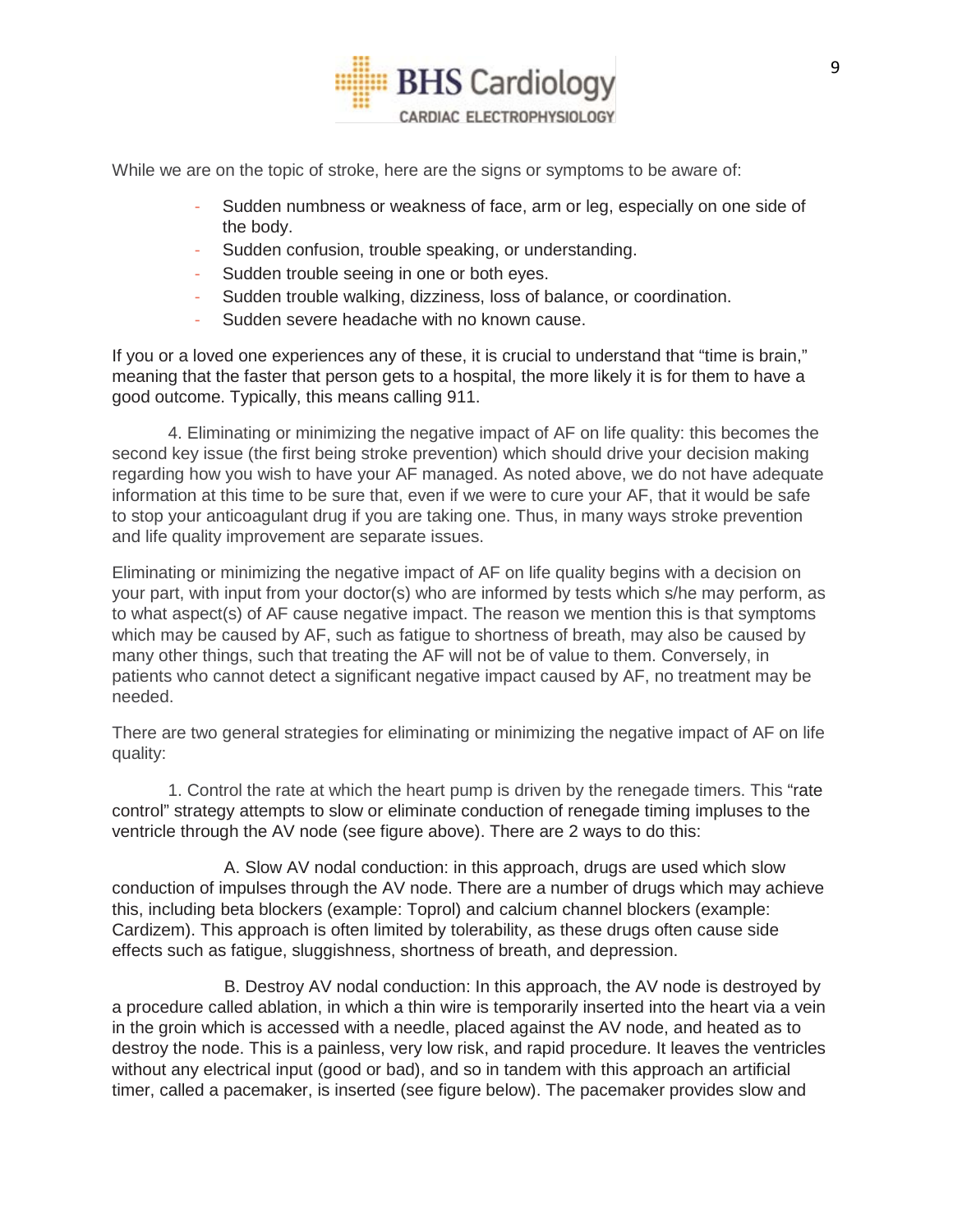While we are on the topic of stroke, here are the signs or symptoms to be aware of:

- Sudden numbness or weakness of face, arm or leg, especially on one side of the body.
- Sudden confusion, trouble speaking, or understanding.
- Sudden trouble seeing in one or both eyes.
- Sudden trouble walking, dizziness, loss of balance, or coordination.
- Sudden severe headache with no known cause.

If you or a loved one experiences any of these, it is crucial to understand that “time is brain,” meaning that the faster that person gets to a hospital, the more likely it is for them to have a good outcome. Typically, this means calling 911.

4. Eliminating or minimizing the negative impact of AF on life quality: this becomes the second key issue (the first being stroke prevention) which should drive your decision making regarding how you wish to have your AF managed. As noted above, we do not have adequate information at this time to be sure that, even if we were to cure your AF, that it would be safe to stop your anticoagulant drug if you are taking one. Thus, in many ways stroke prevention and life quality improvement are separate issues.

Eliminating or minimizing the negative impact of AF on life quality begins with a decision on your part, with input from your doctor(s) who are informed by tests which s/he may perform, as to what aspect(s) of AF cause negative impact. The reason we mention this is that symptoms which may be caused by AF, such as fatigue to shortness of breath, may also be caused by many other things, such that treating the AF will not be of value to them. Conversely, in patients who cannot detect a significant negative impact caused by AF, no treatment may be needed.

There are two general strategies for eliminating or minimizing the negative impact of AF on life quality:

1. Control the rate at which the heart pump is driven by the renegade timers. This “rate control” strategy attempts to slow or eliminate conduction of renegade timing impluses to the ventricle through the AV node (see figure above). There are 2 ways to do this:

A. Slow AV nodal conduction: in this approach, drugs are used which slow conduction of impulses through the AV node. There are a number of drugs which may achieve this, including beta blockers (example: Toprol) and calcium channel blockers (example: Cardizem). This approach is often limited by tolerability, as these drugs often cause side effects such as fatigue, sluggishness, shortness of breath, and depression.

B. Destroy AV nodal conduction: In this approach, the AV node is destroyed by a procedure called ablation, in which a thin wire is temporarily inserted into the heart via a vein in the groin which is accessed with a needle, placed against the AV node, and heated as to destroy the node. This is a painless, very low risk, and rapid procedure. It leaves the ventricles without any electrical input (good or bad), and so in tandem with this approach an artificial timer, called a pacemaker, is inserted (see figure below). The pacemaker provides slow and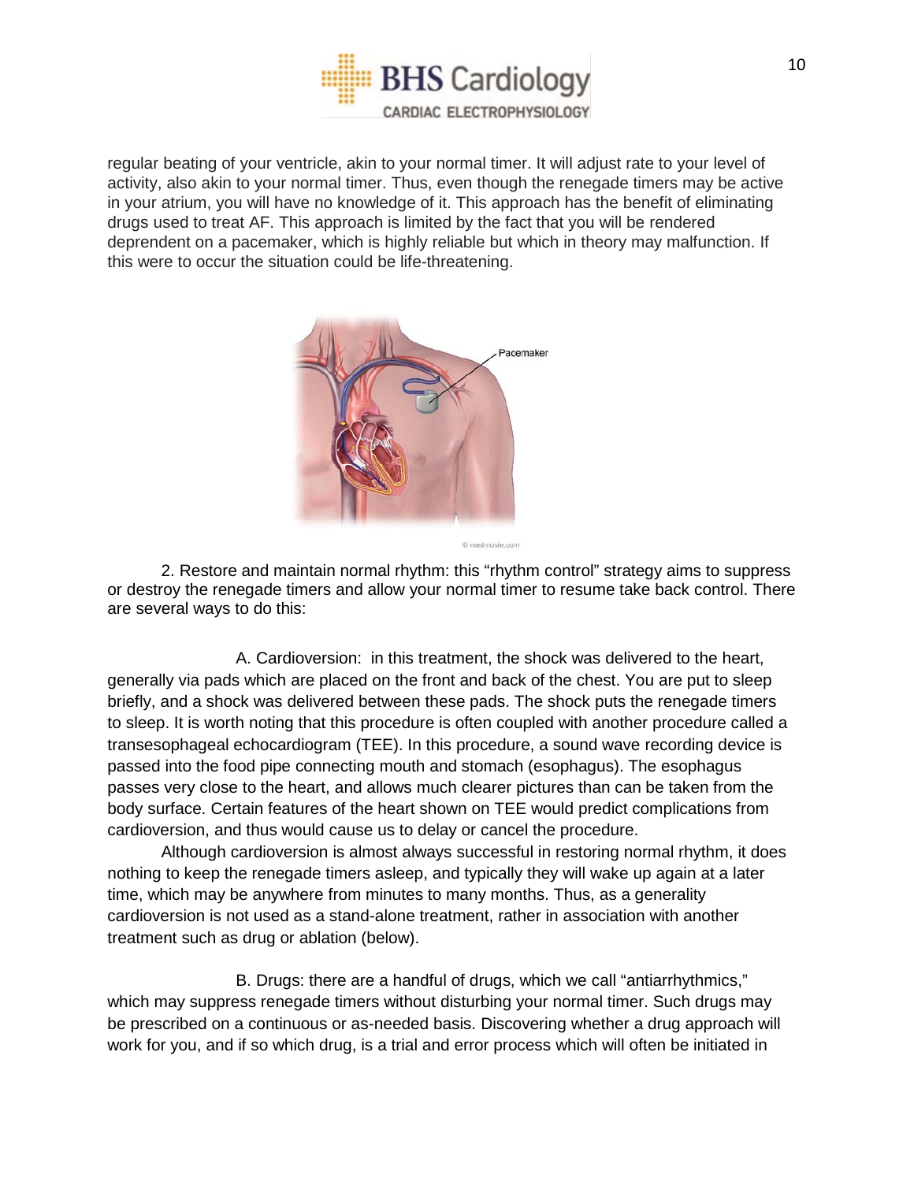regular beating of your ventricle, akin to your normal timer. It will adjust rate to your level of activity, also akin to your normal timer. Thus, even though the renegade timers may be active in your atrium, you will have no knowledge of it. This approach has the benefit of eliminating drugs used to treat AF. This approach is limited by the fact that you will be rendered deprendent on a pacemaker, which is highly reliable but which in theory may malfunction. If this were to occur the situation could be life-threatening.

2. Restore and maintain normal rhythm: this "rhythm control" strategy aims to suppress or destroy the renegade timers and allow your normal timer to resume take back control. There are several ways to do this:

A. Cardioversion: in this treatment, the shock was delivered to the heart, generally via pads which are placed on the front and back of the chest. You are put to sleep briefly, and a shock was delivered between these pads. The shock puts the renegade timers to sleep. It is worth noting that this procedure is often coupled with another procedure called a transesophageal echocardiogram (TEE). In this procedure, a sound wave recording device is passed into the food pipe connecting mouth and stomach (esophagus). The esophagus passes very close to the heart, and allows much clearer pictures than can be taken from the body surface. Certain features of the heart shown on TEE would predict complications from cardioversion, and thus would cause us to delay or cancel the procedure.

Although cardioversion is almost always successful in restoring normal rhythm, it does nothing to keep the renegade timers asleep, and typically they will wake up again at a later time, which may be anywhere from minutes to many months. Thus, as a generality cardioversion is not used as a stand-alone treatment, rather in association with another treatment such as drug or ablation (below).

B. Drugs: there are a handful of drugs, which we call "antiarrhythmics," which may suppress renegade timers without disturbing your normal timer. Such drugs may be prescribed on a continuous or as-needed basis. Discovering whether a drug approach will work for you, and if so which drug, is a trial and error process which will often be initiated in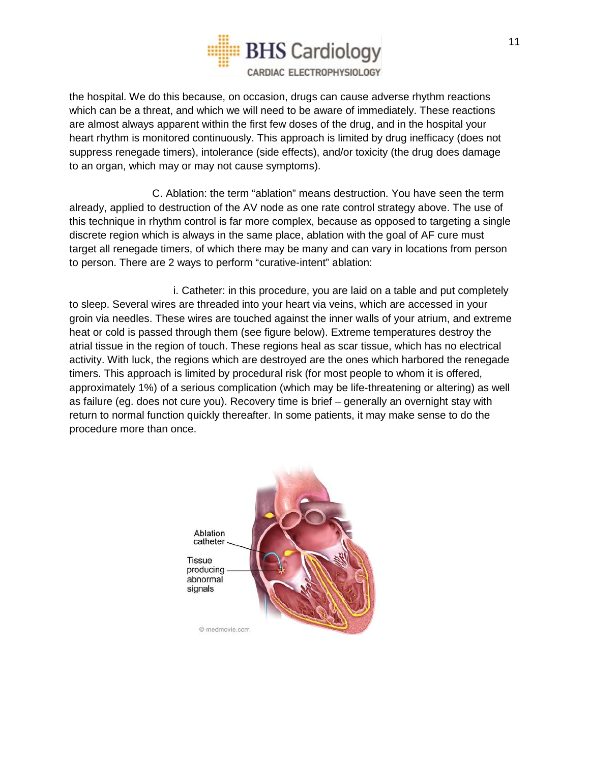the hospital. We do this because, on occasion, drugs can cause adverse rhythm reactions which can be a threat, and which we will need to be aware of immediately. These reactions are almost always apparent within the first few doses of the drug, and in the hospital your heart rhythm is monitored continuously. This approach is limited by drug inefficacy (does not suppress renegade timers), intolerance (side effects), and/or toxicity (the drug does damage to an organ, which may or may not cause symptoms).

C. Ablation: the term "ablation" means destruction. You have seen the term already, applied to destruction of the AV node as one rate control strategy above. The use of this technique in rhythm control is far more complex, because as opposed to targeting a single discrete region which is always in the same place, ablation with the goal of AF cure must target all renegade timers, of which there may be many and can vary in locations from person to person. There are 2 ways to perform "curative-intent" ablation:

i. Catheter: in this procedure, you are laid on a table and put completely to sleep. Several wires are threaded into your heart via veins, which are accessed in your groin via needles. These wires are touched against the inner walls of your atrium, and extreme heat or cold is passed through them (see figure below). Extreme temperatures destroy the atrial tissue in the region of touch. These regions heal as scar tissue, which has no electrical activity. With luck, the regions which are destroyed are the ones which harbored the renegade timers. This approach is limited by procedural risk (for most people to whom it is offered, approximately 1%) of a serious complication (which may be life-threatening or altering) as well as failure (eg. does not cure you). Recovery time is brief – generally an overnight stay with return to normal function quickly thereafter. In some patients, it may make sense to do the procedure more than once.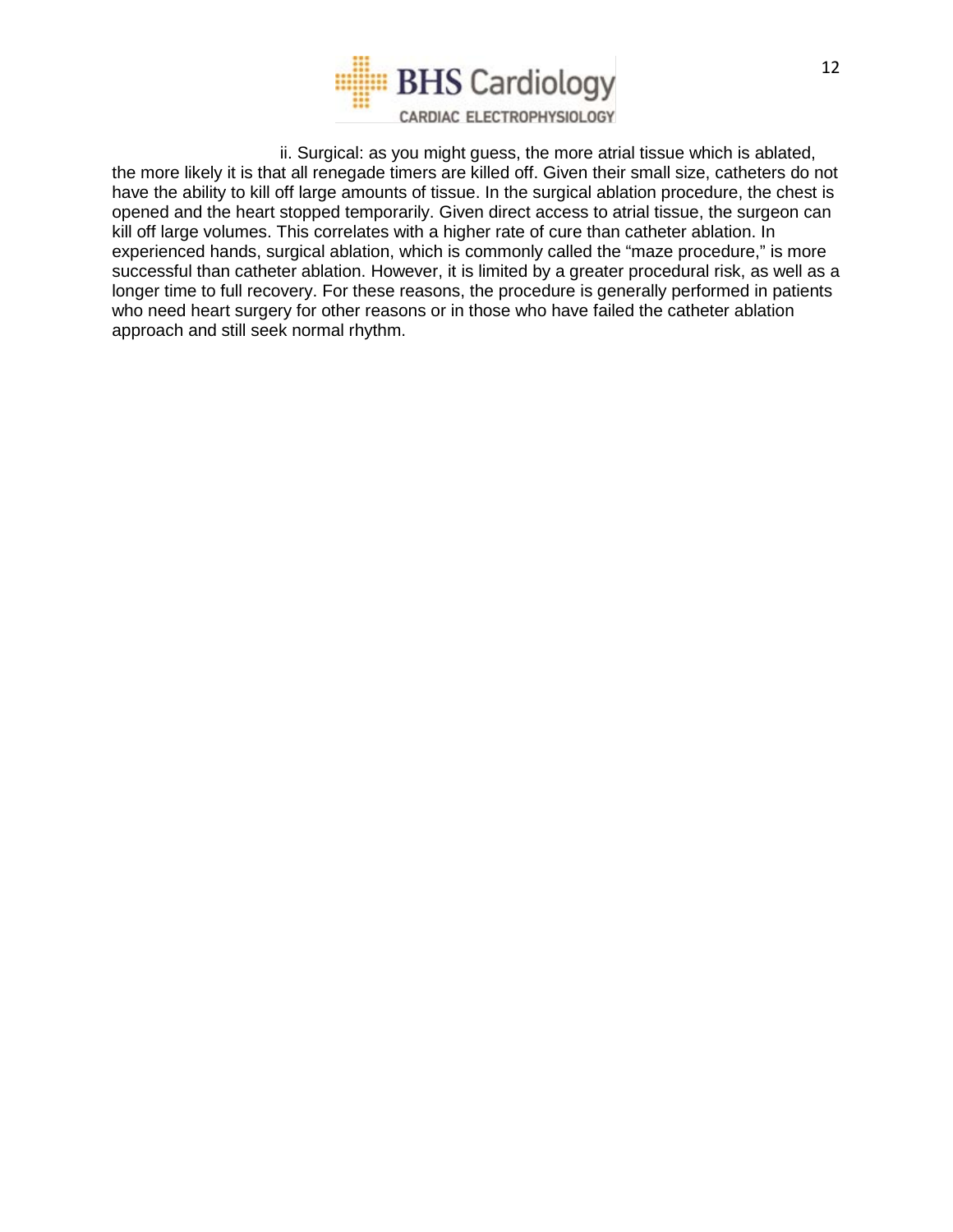ii. Surgical: as you might guess, the more atrial tissue which is ablated, the more likely it is that all renegade timers are killed off. Given their small size, catheters do not have the ability to kill off large amounts of tissue. In the surgical ablation procedure, the chest is opened and the heart stopped temporarily. Given direct access to atrial tissue, the surgeon can kill off large volumes. This correlates with a higher rate of cure than catheter ablation. In experienced hands, surgical ablation, which is commonly called the "maze procedure," is more successful than catheter ablation. However, it is limited by a greater procedural risk, as well as a longer time to full recovery. For these reasons, the procedure is generally performed in patients who need heart surgery for other reasons or in those who have failed the catheter ablation approach and still seek normal rhythm.